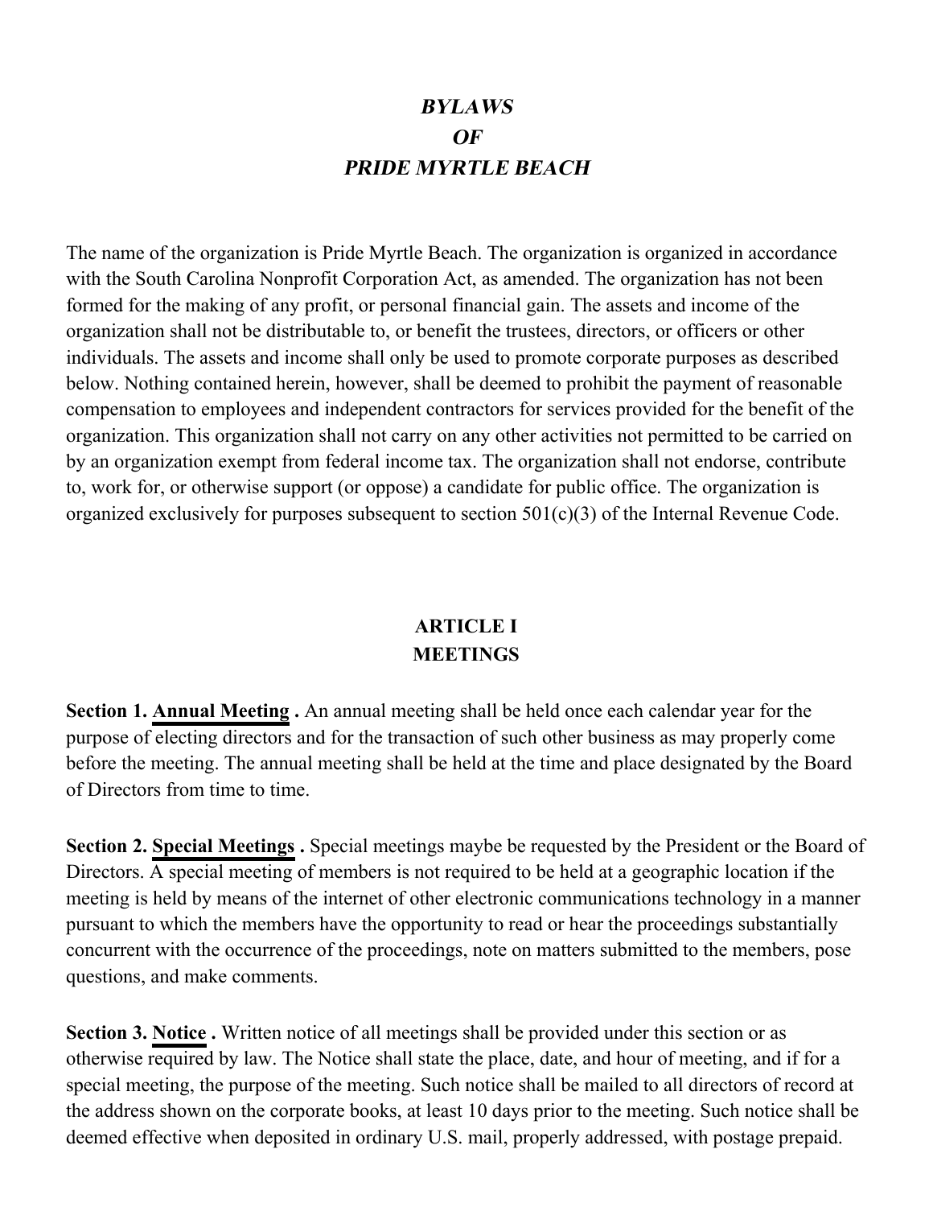# *BYLAWS*
# *OF*
# *PRIDE MYRTLE BEACH*

The name of the organization is Pride Myrtle Beach. The organization is organized in accordance with the South Carolina Nonprofit Corporation Act, as amended. The organization has not been formed for the making of any profit, or personal financial gain. The assets and income of the organization shall not be distributable to, or benefit the trustees, directors, or officers or other individuals. The assets and income shall only be used to promote corporate purposes as described below. Nothing contained herein, however, shall be deemed to prohibit the payment of reasonable compensation to employees and independent contractors for services provided for the benefit of the organization. This organization shall not carry on any other activities not permitted to be carried on by an organization exempt from federal income tax. The organization shall not endorse, contribute to, work for, or otherwise support (or oppose) a candidate for public office. The organization is organized exclusively for purposes subsequent to section 501(c)(3) of the Internal Revenue Code.

## ARTICLE I
## MEETINGS

**Section 1. <u>Annual Meeting</u> .** An annual meeting shall be held once each calendar year for the purpose of electing directors and for the transaction of such other business as may properly come before the meeting. The annual meeting shall be held at the time and place designated by the Board of Directors from time to time.

**Section 2. <u>Special Meetings</u> .** Special meetings maybe be requested by the President or the Board of Directors. A special meeting of members is not required to be held at a geographic location if the meeting is held by means of the internet of other electronic communications technology in a manner pursuant to which the members have the opportunity to read or hear the proceedings substantially concurrent with the occurrence of the proceedings, note on matters submitted to the members, pose questions, and make comments.

**Section 3. <u>Notice</u> .** Written notice of all meetings shall be provided under this section or as otherwise required by law. The Notice shall state the place, date, and hour of meeting, and if for a special meeting, the purpose of the meeting. Such notice shall be mailed to all directors of record at the address shown on the corporate books, at least 10 days prior to the meeting. Such notice shall be deemed effective when deposited in ordinary U.S. mail, properly addressed, with postage prepaid.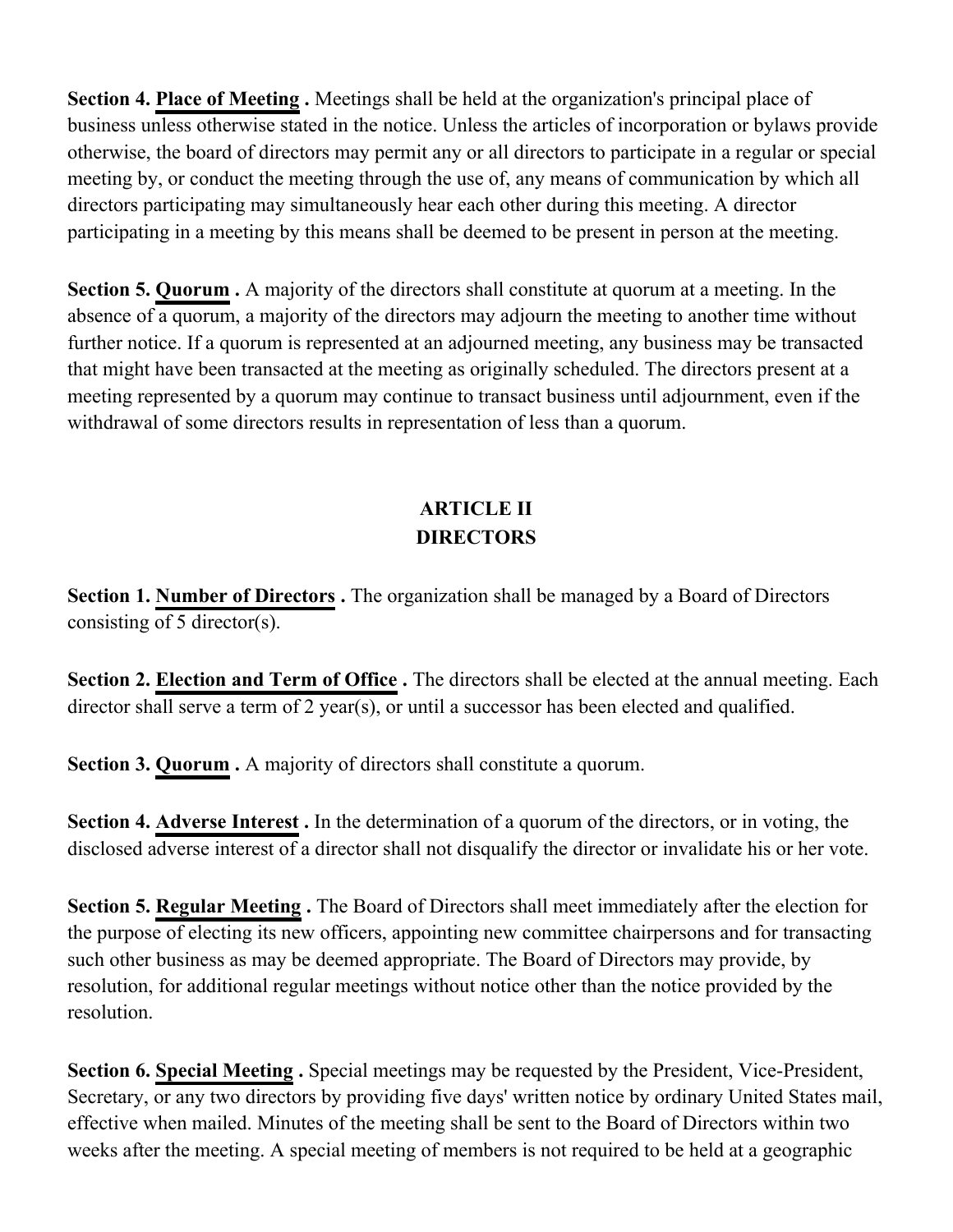**Section 4. Place of Meeting .** Meetings shall be held at the organization's principal place of business unless otherwise stated in the notice. Unless the articles of incorporation or bylaws provide otherwise, the board of directors may permit any or all directors to participate in a regular or special meeting by, or conduct the meeting through the use of, any means of communication by which all directors participating may simultaneously hear each other during this meeting. A director participating in a meeting by this means shall be deemed to be present in person at the meeting.

**Section 5. Quorum .** A majority of the directors shall constitute at quorum at a meeting. In the absence of a quorum, a majority of the directors may adjourn the meeting to another time without further notice. If a quorum is represented at an adjourned meeting, any business may be transacted that might have been transacted at the meeting as originally scheduled. The directors present at a meeting represented by a quorum may continue to transact business until adjournment, even if the withdrawal of some directors results in representation of less than a quorum.

## ARTICLE II
## DIRECTORS

**Section 1. Number of Directors .** The organization shall be managed by a Board of Directors consisting of 5 director(s).

**Section 2. Election and Term of Office .** The directors shall be elected at the annual meeting. Each director shall serve a term of 2 year(s), or until a successor has been elected and qualified.

**Section 3. Quorum .** A majority of directors shall constitute a quorum.

**Section 4. Adverse Interest .** In the determination of a quorum of the directors, or in voting, the disclosed adverse interest of a director shall not disqualify the director or invalidate his or her vote.

**Section 5. Regular Meeting .** The Board of Directors shall meet immediately after the election for the purpose of electing its new officers, appointing new committee chairpersons and for transacting such other business as may be deemed appropriate. The Board of Directors may provide, by resolution, for additional regular meetings without notice other than the notice provided by the resolution.

**Section 6. Special Meeting .** Special meetings may be requested by the President, Vice-President, Secretary, or any two directors by providing five days' written notice by ordinary United States mail, effective when mailed. Minutes of the meeting shall be sent to the Board of Directors within two weeks after the meeting. A special meeting of members is not required to be held at a geographic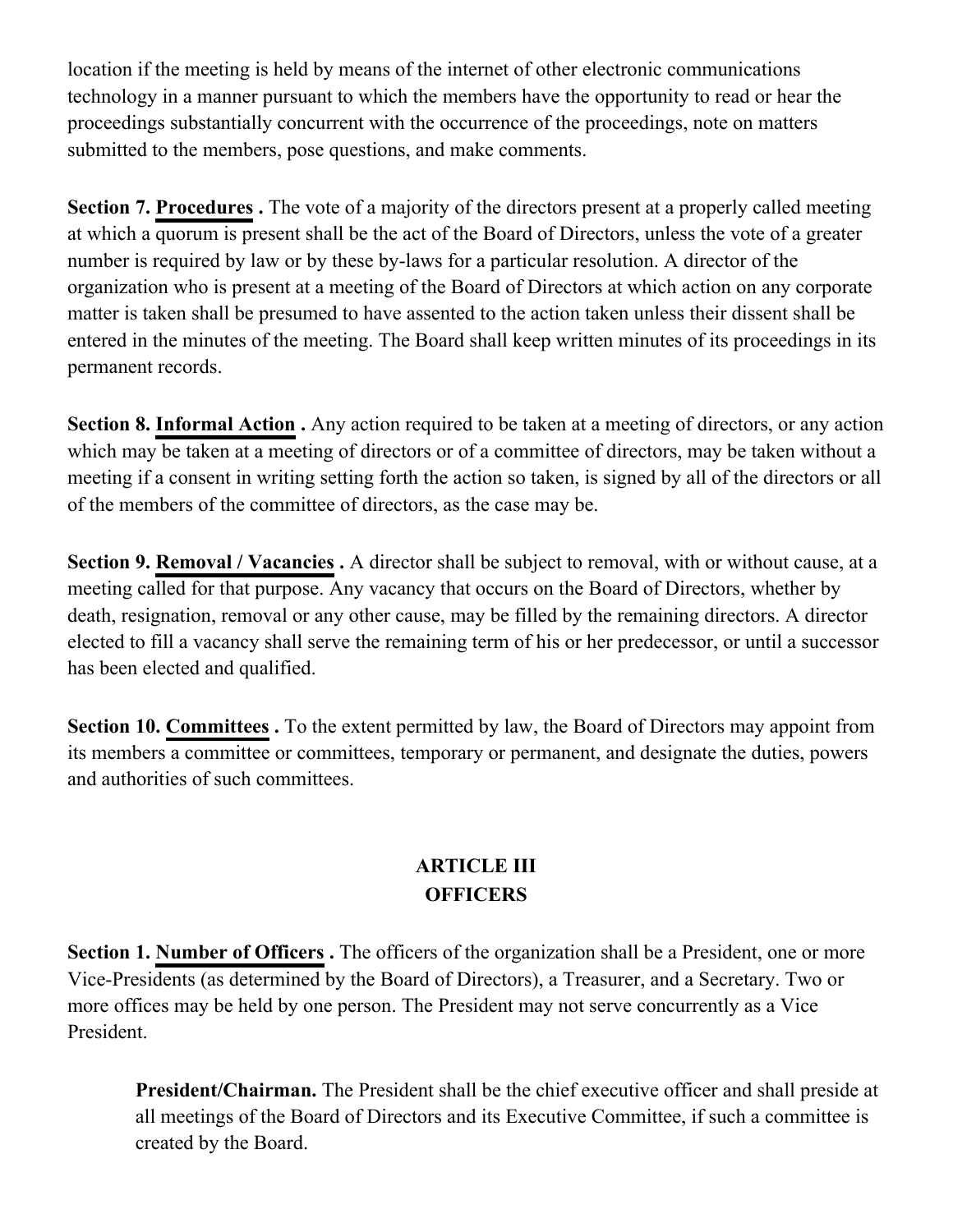location if the meeting is held by means of the internet of other electronic communications technology in a manner pursuant to which the members have the opportunity to read or hear the proceedings substantially concurrent with the occurrence of the proceedings, note on matters submitted to the members, pose questions, and make comments.

**Section 7. Procedures .** The vote of a majority of the directors present at a properly called meeting at which a quorum is present shall be the act of the Board of Directors, unless the vote of a greater number is required by law or by these by-laws for a particular resolution. A director of the organization who is present at a meeting of the Board of Directors at which action on any corporate matter is taken shall be presumed to have assented to the action taken unless their dissent shall be entered in the minutes of the meeting. The Board shall keep written minutes of its proceedings in its permanent records.

**Section 8. Informal Action .** Any action required to be taken at a meeting of directors, or any action which may be taken at a meeting of directors or of a committee of directors, may be taken without a meeting if a consent in writing setting forth the action so taken, is signed by all of the directors or all of the members of the committee of directors, as the case may be.

**Section 9. Removal / Vacancies .** A director shall be subject to removal, with or without cause, at a meeting called for that purpose. Any vacancy that occurs on the Board of Directors, whether by death, resignation, removal or any other cause, may be filled by the remaining directors. A director elected to fill a vacancy shall serve the remaining term of his or her predecessor, or until a successor has been elected and qualified.

**Section 10. Committees .** To the extent permitted by law, the Board of Directors may appoint from its members a committee or committees, temporary or permanent, and designate the duties, powers and authorities of such committees.

## ARTICLE III
## OFFICERS

**Section 1. Number of Officers .** The officers of the organization shall be a President, one or more Vice-Presidents (as determined by the Board of Directors), a Treasurer, and a Secretary. Two or more offices may be held by one person. The President may not serve concurrently as a Vice President.

> **President/Chairman.** The President shall be the chief executive officer and shall preside at all meetings of the Board of Directors and its Executive Committee, if such a committee is created by the Board.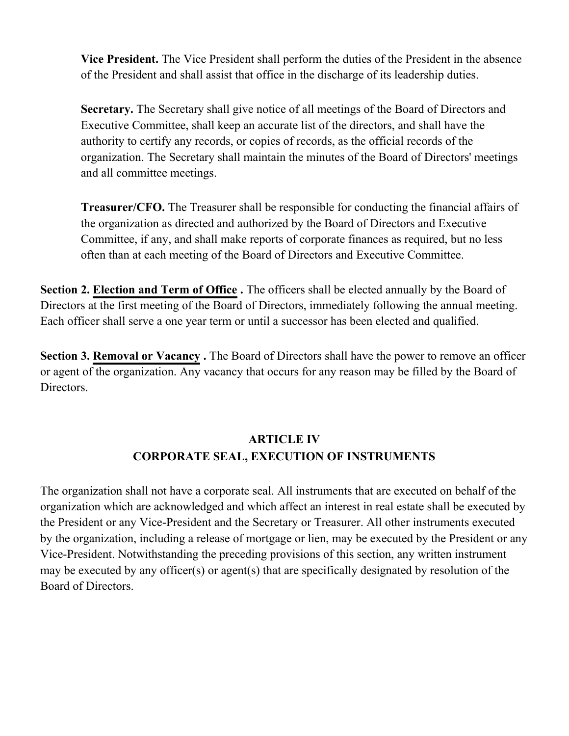**Vice President.** The Vice President shall perform the duties of the President in the absence of the President and shall assist that office in the discharge of its leadership duties.

**Secretary.** The Secretary shall give notice of all meetings of the Board of Directors and Executive Committee, shall keep an accurate list of the directors, and shall have the authority to certify any records, or copies of records, as the official records of the organization. The Secretary shall maintain the minutes of the Board of Directors' meetings and all committee meetings.

**Treasurer/CFO.** The Treasurer shall be responsible for conducting the financial affairs of the organization as directed and authorized by the Board of Directors and Executive Committee, if any, and shall make reports of corporate finances as required, but no less often than at each meeting of the Board of Directors and Executive Committee.

**Section 2. <u>Election and Term of Office</u> .** The officers shall be elected annually by the Board of Directors at the first meeting of the Board of Directors, immediately following the annual meeting. Each officer shall serve a one year term or until a successor has been elected and qualified.

**Section 3. <u>Removal or Vacancy</u> .** The Board of Directors shall have the power to remove an officer or agent of the organization. Any vacancy that occurs for any reason may be filled by the Board of Directors.

## ARTICLE IV
## CORPORATE SEAL, EXECUTION OF INSTRUMENTS

The organization shall not have a corporate seal. All instruments that are executed on behalf of the organization which are acknowledged and which affect an interest in real estate shall be executed by the President or any Vice-President and the Secretary or Treasurer. All other instruments executed by the organization, including a release of mortgage or lien, may be executed by the President or any Vice-President. Notwithstanding the preceding provisions of this section, any written instrument may be executed by any officer(s) or agent(s) that are specifically designated by resolution of the Board of Directors.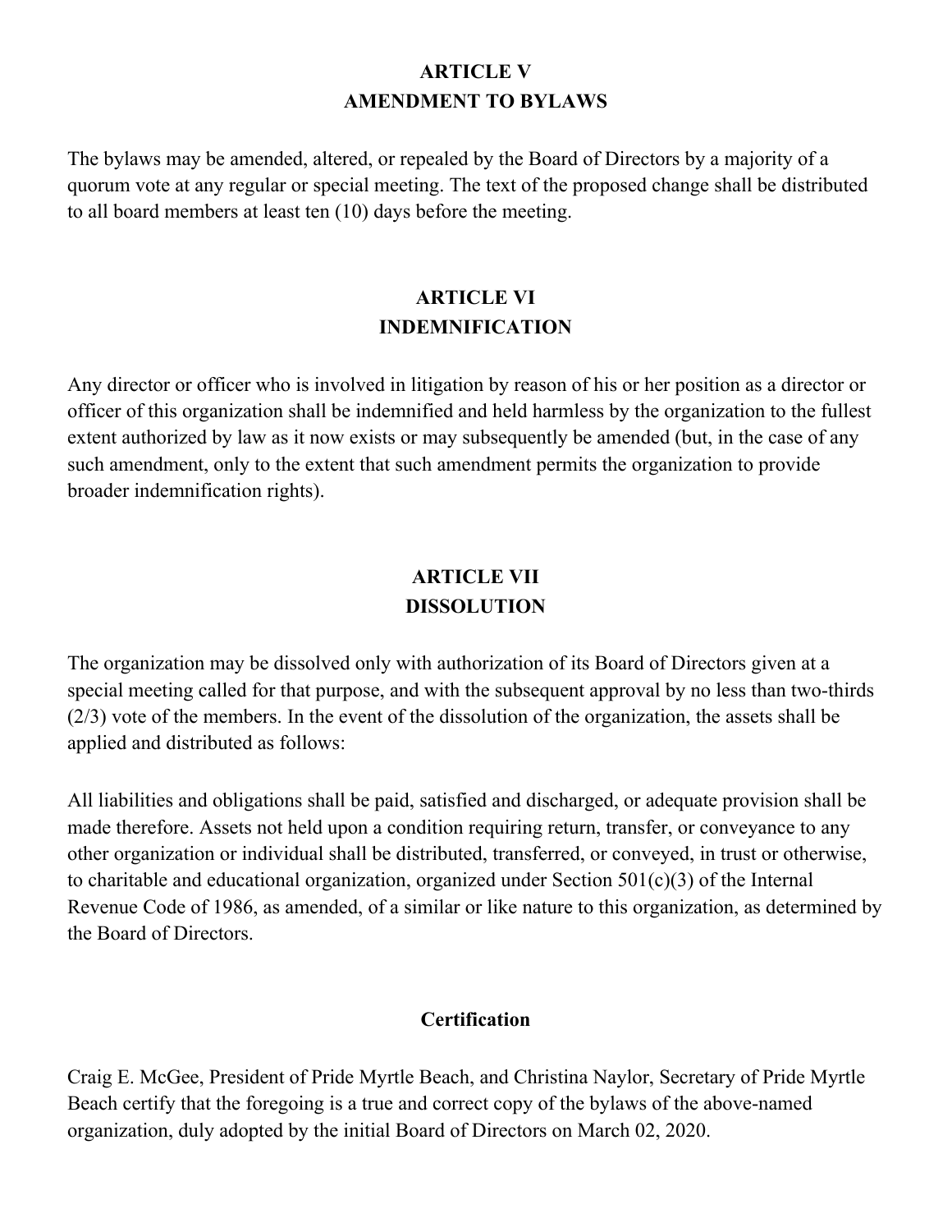## ARTICLE V
## AMENDMENT TO BYLAWS

The bylaws may be amended, altered, or repealed by the Board of Directors by a majority of a quorum vote at any regular or special meeting. The text of the proposed change shall be distributed to all board members at least ten (10) days before the meeting.

## ARTICLE VI
## INDEMNIFICATION

Any director or officer who is involved in litigation by reason of his or her position as a director or officer of this organization shall be indemnified and held harmless by the organization to the fullest extent authorized by law as it now exists or may subsequently be amended (but, in the case of any such amendment, only to the extent that such amendment permits the organization to provide broader indemnification rights).

## ARTICLE VII
## DISSOLUTION

The organization may be dissolved only with authorization of its Board of Directors given at a special meeting called for that purpose, and with the subsequent approval by no less than two-thirds (2/3) vote of the members. In the event of the dissolution of the organization, the assets shall be applied and distributed as follows:

All liabilities and obligations shall be paid, satisfied and discharged, or adequate provision shall be made therefore. Assets not held upon a condition requiring return, transfer, or conveyance to any other organization or individual shall be distributed, transferred, or conveyed, in trust or otherwise, to charitable and educational organization, organized under Section 501(c)(3) of the Internal Revenue Code of 1986, as amended, of a similar or like nature to this organization, as determined by the Board of Directors.

### Certification

Craig E. McGee, President of Pride Myrtle Beach, and Christina Naylor, Secretary of Pride Myrtle Beach certify that the foregoing is a true and correct copy of the bylaws of the above-named organization, duly adopted by the initial Board of Directors on March 02, 2020.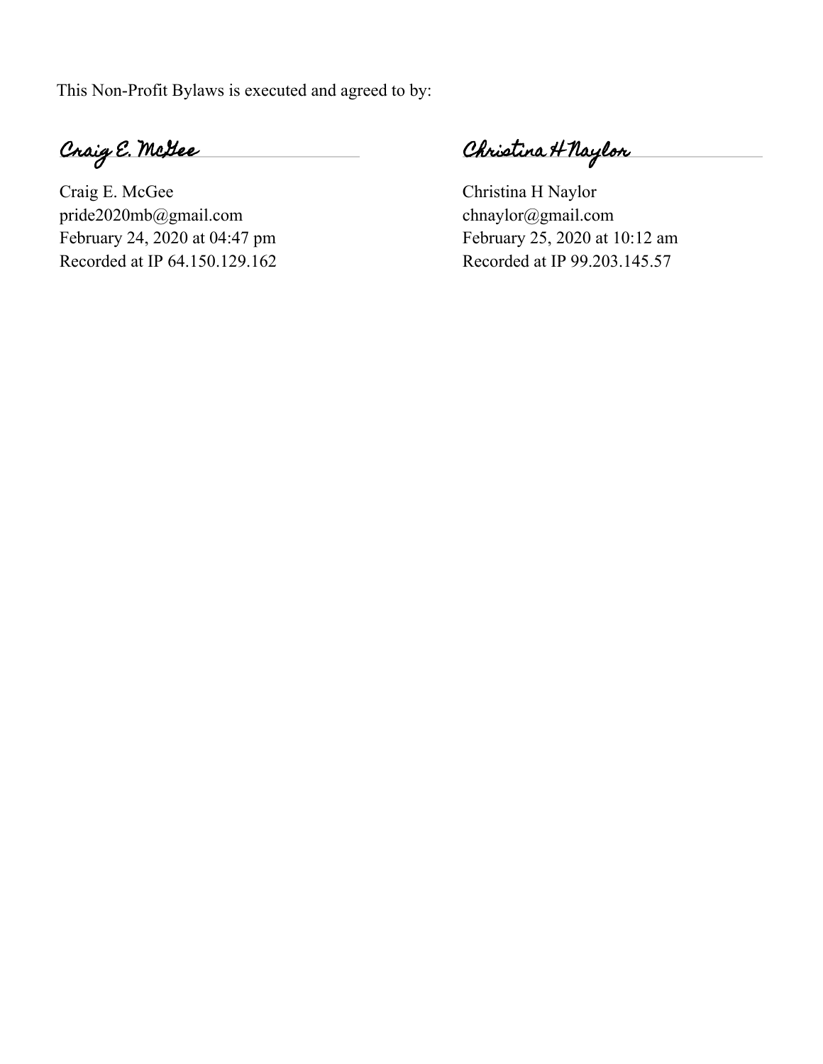This Non-Profit Bylaws is executed and agreed to by:

*Craig E. McGee*

Craig E. McGee
pride2020mb@gmail.com
February 24, 2020 at 04:47 pm
Recorded at IP 64.150.129.162

*Christina H Naylor*

Christina H Naylor
chnaylor@gmail.com
February 25, 2020 at 10:12 am
Recorded at IP 99.203.145.57